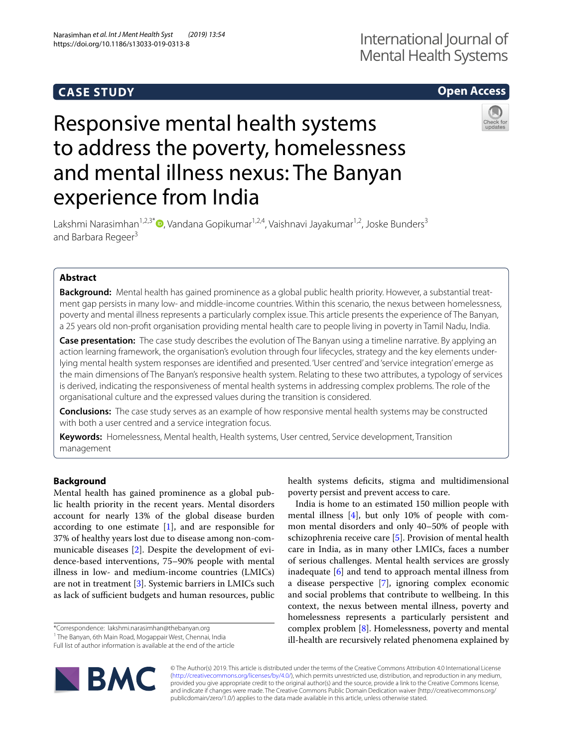CASE STUDY

Open Access

# Responsive mental health systems to address the poverty, homelessness and mental illness nexus: The Banyan experience from India

Lakshmi Narasimhan[1,2,3*], Vandana Gopikumar[1,2,4], Vaishnavi Jayakumar[1,2], Joske Bunders[3] and Barbara Regeer[3]

## Abstract

**Background:** Mental health has gained prominence as a global public health priority. However, a substantial treatment gap persists in many low- and middle-income countries. Within this scenario, the nexus between homelessness, poverty and mental illness represents a particularly complex issue. This article presents the experience of The Banyan, a 25 years old non-profit organisation providing mental health care to people living in poverty in Tamil Nadu, India.

**Case presentation:** The case study describes the evolution of The Banyan using a timeline narrative. By applying an action learning framework, the organisation's evolution through four lifecycles, strategy and the key elements underlying mental health system responses are identified and presented. 'User centred' and 'service integration' emerge as the main dimensions of The Banyan's responsive health system. Relating to these two attributes, a typology of services is derived, indicating the responsiveness of mental health systems in addressing complex problems. The role of the organisational culture and the expressed values during the transition is considered.

**Conclusions:** The case study serves as an example of how responsive mental health systems may be constructed with both a user centred and a service integration focus.

**Keywords:** Homelessness, Mental health, Health systems, User centred, Service development, Transition management

## Background

Mental health has gained prominence as a global public health priority in the recent years. Mental disorders account for nearly 13% of the global disease burden according to one estimate [1], and are responsible for 37% of healthy years lost due to disease among non-communicable diseases [2]. Despite the development of evidence-based interventions, 75–90% people with mental illness in low- and medium-income countries (LMICs) are not in treatment [3]. Systemic barriers in LMICs such as lack of sufficient budgets and human resources, public health systems deficits, stigma and multidimensional poverty persist and prevent access to care.

India is home to an estimated 150 million people with mental illness [4], but only 10% of people with common mental disorders and only 40–50% of people with schizophrenia receive care [5]. Provision of mental health care in India, as in many other LMICs, faces a number of serious challenges. Mental health services are grossly inadequate [6] and tend to approach mental illness from a disease perspective [7], ignoring complex economic and social problems that contribute to wellbeing. In this context, the nexus between mental illness, poverty and homelessness represents a particularly persistent and complex problem [8]. Homelessness, poverty and mental ill-health are recursively related phenomena explained by

*Correspondence: lakshmi.narasimhan@thebanyan.org
[1] The Banyan, 6th Main Road, Mogappair West, Chennai, India
Full list of author information is available at the end of the article

© The Author(s) 2019. This article is distributed under the terms of the Creative Commons Attribution 4.0 International License (http://creativecommons.org/licenses/by/4.0/), which permits unrestricted use, distribution, and reproduction in any medium, provided you give appropriate credit to the original author(s) and the source, provide a link to the Creative Commons license, and indicate if changes were made. The Creative Commons Public Domain Dedication waiver (http://creativecommons.org/publicdomain/zero/1.0/) applies to the data made available in this article, unless otherwise stated.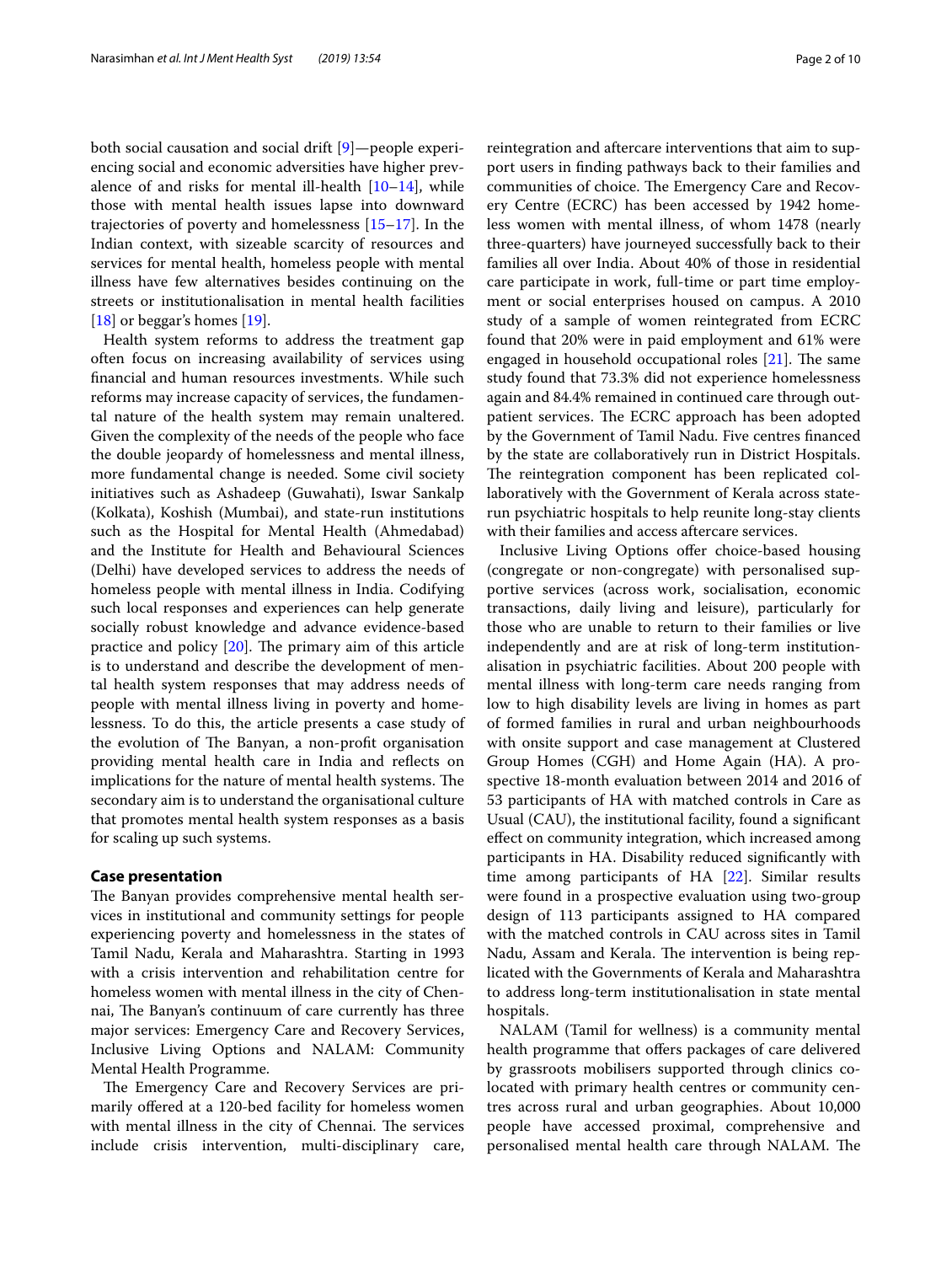both social causation and social drift [9]—people experiencing social and economic adversities have higher prevalence of and risks for mental ill-health [10–14], while those with mental health issues lapse into downward trajectories of poverty and homelessness [15–17]. In the Indian context, with sizeable scarcity of resources and services for mental health, homeless people with mental illness have few alternatives besides continuing on the streets or institutionalisation in mental health facilities [18] or beggar's homes [19].

Health system reforms to address the treatment gap often focus on increasing availability of services using financial and human resources investments. While such reforms may increase capacity of services, the fundamental nature of the health system may remain unaltered. Given the complexity of the needs of the people who face the double jeopardy of homelessness and mental illness, more fundamental change is needed. Some civil society initiatives such as Ashadeep (Guwahati), Iswar Sankalp (Kolkata), Koshish (Mumbai), and state-run institutions such as the Hospital for Mental Health (Ahmedabad) and the Institute for Health and Behavioural Sciences (Delhi) have developed services to address the needs of homeless people with mental illness in India. Codifying such local responses and experiences can help generate socially robust knowledge and advance evidence-based practice and policy [20]. The primary aim of this article is to understand and describe the development of mental health system responses that may address needs of people with mental illness living in poverty and homelessness. To do this, the article presents a case study of the evolution of The Banyan, a non-profit organisation providing mental health care in India and reflects on implications for the nature of mental health systems. The secondary aim is to understand the organisational culture that promotes mental health system responses as a basis for scaling up such systems.

## Case presentation

The Banyan provides comprehensive mental health services in institutional and community settings for people experiencing poverty and homelessness in the states of Tamil Nadu, Kerala and Maharashtra. Starting in 1993 with a crisis intervention and rehabilitation centre for homeless women with mental illness in the city of Chennai, The Banyan's continuum of care currently has three major services: Emergency Care and Recovery Services, Inclusive Living Options and NALAM: Community Mental Health Programme.

The Emergency Care and Recovery Services are primarily offered at a 120-bed facility for homeless women with mental illness in the city of Chennai. The services include crisis intervention, multi-disciplinary care, reintegration and aftercare interventions that aim to support users in finding pathways back to their families and communities of choice. The Emergency Care and Recovery Centre (ECRC) has been accessed by 1942 homeless women with mental illness, of whom 1478 (nearly three-quarters) have journeyed successfully back to their families all over India. About 40% of those in residential care participate in work, full-time or part time employment or social enterprises housed on campus. A 2010 study of a sample of women reintegrated from ECRC found that 20% were in paid employment and 61% were engaged in household occupational roles [21]. The same study found that 73.3% did not experience homelessness again and 84.4% remained in continued care through outpatient services. The ECRC approach has been adopted by the Government of Tamil Nadu. Five centres financed by the state are collaboratively run in District Hospitals. The reintegration component has been replicated collaboratively with the Government of Kerala across state-run psychiatric hospitals to help reunite long-stay clients with their families and access aftercare services.

Inclusive Living Options offer choice-based housing (congregate or non-congregate) with personalised supportive services (across work, socialisation, economic transactions, daily living and leisure), particularly for those who are unable to return to their families or live independently and are at risk of long-term institutionalisation in psychiatric facilities. About 200 people with mental illness with long-term care needs ranging from low to high disability levels are living in homes as part of formed families in rural and urban neighbourhoods with onsite support and case management at Clustered Group Homes (CGH) and Home Again (HA). A prospective 18-month evaluation between 2014 and 2016 of 53 participants of HA with matched controls in Care as Usual (CAU), the institutional facility, found a significant effect on community integration, which increased among participants in HA. Disability reduced significantly with time among participants of HA [22]. Similar results were found in a prospective evaluation using two-group design of 113 participants assigned to HA compared with the matched controls in CAU across sites in Tamil Nadu, Assam and Kerala. The intervention is being replicated with the Governments of Kerala and Maharashtra to address long-term institutionalisation in state mental hospitals.

NALAM (Tamil for wellness) is a community mental health programme that offers packages of care delivered by grassroots mobilisers supported through clinics co-located with primary health centres or community centres across rural and urban geographies. About 10,000 people have accessed proximal, comprehensive and personalised mental health care through NALAM. The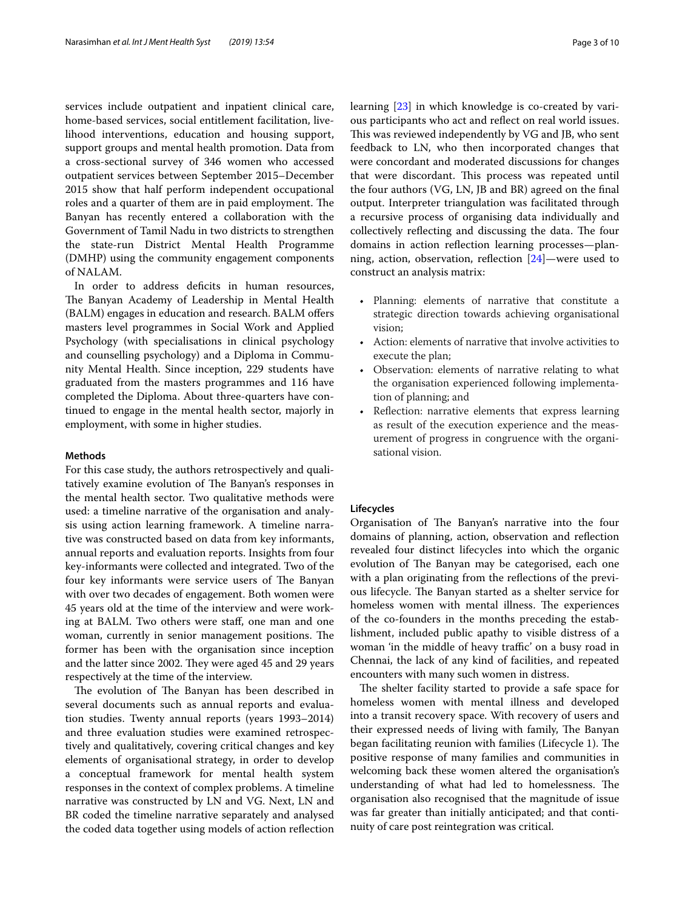services include outpatient and inpatient clinical care, home-based services, social entitlement facilitation, livelihood interventions, education and housing support, support groups and mental health promotion. Data from a cross-sectional survey of 346 women who accessed outpatient services between September 2015–December 2015 show that half perform independent occupational roles and a quarter of them are in paid employment. The Banyan has recently entered a collaboration with the Government of Tamil Nadu in two districts to strengthen the state-run District Mental Health Programme (DMHP) using the community engagement components of NALAM.

In order to address deficits in human resources, The Banyan Academy of Leadership in Mental Health (BALM) engages in education and research. BALM offers masters level programmes in Social Work and Applied Psychology (with specialisations in clinical psychology and counselling psychology) and a Diploma in Community Mental Health. Since inception, 229 students have graduated from the masters programmes and 116 have completed the Diploma. About three-quarters have continued to engage in the mental health sector, majorly in employment, with some in higher studies.

## Methods

For this case study, the authors retrospectively and qualitatively examine evolution of The Banyan's responses in the mental health sector. Two qualitative methods were used: a timeline narrative of the organisation and analysis using action learning framework. A timeline narrative was constructed based on data from key informants, annual reports and evaluation reports. Insights from four key-informants were collected and integrated. Two of the four key informants were service users of The Banyan with over two decades of engagement. Both women were 45 years old at the time of the interview and were working at BALM. Two others were staff, one man and one woman, currently in senior management positions. The former has been with the organisation since inception and the latter since 2002. They were aged 45 and 29 years respectively at the time of the interview.

The evolution of The Banyan has been described in several documents such as annual reports and evaluation studies. Twenty annual reports (years 1993–2014) and three evaluation studies were examined retrospectively and qualitatively, covering critical changes and key elements of organisational strategy, in order to develop a conceptual framework for mental health system responses in the context of complex problems. A timeline narrative was constructed by LN and VG. Next, LN and BR coded the timeline narrative separately and analysed the coded data together using models of action reflection learning [23] in which knowledge is co-created by various participants who act and reflect on real world issues. This was reviewed independently by VG and JB, who sent feedback to LN, who then incorporated changes that were concordant and moderated discussions for changes that were discordant. This process was repeated until the four authors (VG, LN, JB and BR) agreed on the final output. Interpreter triangulation was facilitated through a recursive process of organising data individually and collectively reflecting and discussing the data. The four domains in action reflection learning processes—planning, action, observation, reflection [24]—were used to construct an analysis matrix:

- Planning: elements of narrative that constitute a strategic direction towards achieving organisational vision;
- Action: elements of narrative that involve activities to execute the plan;
- Observation: elements of narrative relating to what the organisation experienced following implementation of planning; and
- Reflection: narrative elements that express learning as result of the execution experience and the measurement of progress in congruence with the organisational vision.

## Lifecycles

Organisation of The Banyan's narrative into the four domains of planning, action, observation and reflection revealed four distinct lifecycles into which the organic evolution of The Banyan may be categorised, each one with a plan originating from the reflections of the previous lifecycle. The Banyan started as a shelter service for homeless women with mental illness. The experiences of the co-founders in the months preceding the establishment, included public apathy to visible distress of a woman 'in the middle of heavy traffic' on a busy road in Chennai, the lack of any kind of facilities, and repeated encounters with many such women in distress.

The shelter facility started to provide a safe space for homeless women with mental illness and developed into a transit recovery space. With recovery of users and their expressed needs of living with family, The Banyan began facilitating reunion with families (Lifecycle 1). The positive response of many families and communities in welcoming back these women altered the organisation's understanding of what had led to homelessness. The organisation also recognised that the magnitude of issue was far greater than initially anticipated; and that continuity of care post reintegration was critical.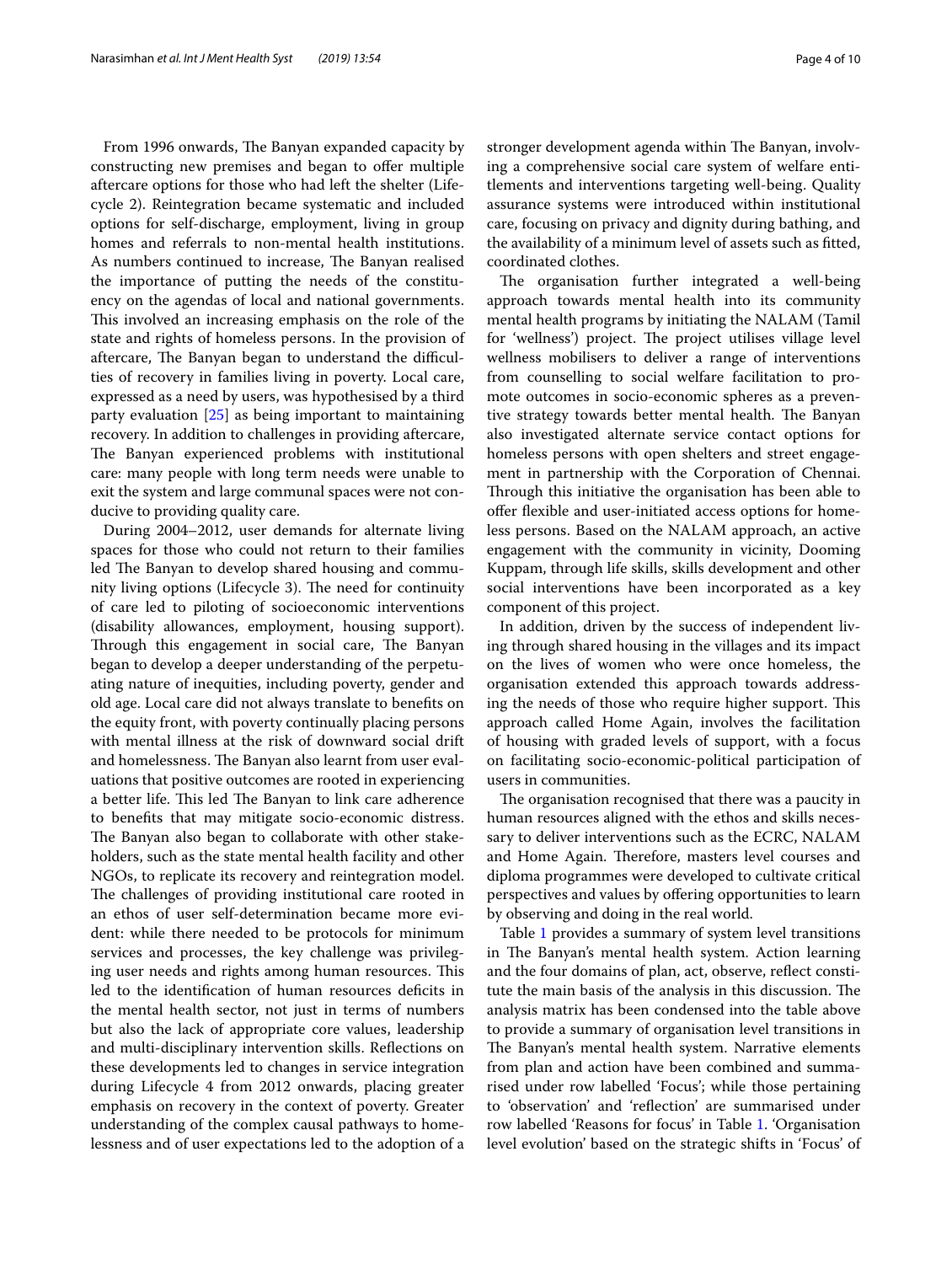From 1996 onwards, The Banyan expanded capacity by constructing new premises and began to offer multiple aftercare options for those who had left the shelter (Lifecycle 2). Reintegration became systematic and included options for self-discharge, employment, living in group homes and referrals to non-mental health institutions. As numbers continued to increase, The Banyan realised the importance of putting the needs of the constituency on the agendas of local and national governments. This involved an increasing emphasis on the role of the state and rights of homeless persons. In the provision of aftercare, The Banyan began to understand the difficulties of recovery in families living in poverty. Local care, expressed as a need by users, was hypothesised by a third party evaluation [25] as being important to maintaining recovery. In addition to challenges in providing aftercare, The Banyan experienced problems with institutional care: many people with long term needs were unable to exit the system and large communal spaces were not conducive to providing quality care.

During 2004–2012, user demands for alternate living spaces for those who could not return to their families led The Banyan to develop shared housing and community living options (Lifecycle 3). The need for continuity of care led to piloting of socioeconomic interventions (disability allowances, employment, housing support). Through this engagement in social care, The Banyan began to develop a deeper understanding of the perpetuating nature of inequities, including poverty, gender and old age. Local care did not always translate to benefits on the equity front, with poverty continually placing persons with mental illness at the risk of downward social drift and homelessness. The Banyan also learnt from user evaluations that positive outcomes are rooted in experiencing a better life. This led The Banyan to link care adherence to benefits that may mitigate socio-economic distress. The Banyan also began to collaborate with other stakeholders, such as the state mental health facility and other NGOs, to replicate its recovery and reintegration model. The challenges of providing institutional care rooted in an ethos of user self-determination became more evident: while there needed to be protocols for minimum services and processes, the key challenge was privileging user needs and rights among human resources. This led to the identification of human resources deficits in the mental health sector, not just in terms of numbers but also the lack of appropriate core values, leadership and multi-disciplinary intervention skills. Reflections on these developments led to changes in service integration during Lifecycle 4 from 2012 onwards, placing greater emphasis on recovery in the context of poverty. Greater understanding of the complex causal pathways to homelessness and of user expectations led to the adoption of a stronger development agenda within The Banyan, involving a comprehensive social care system of welfare entitlements and interventions targeting well-being. Quality assurance systems were introduced within institutional care, focusing on privacy and dignity during bathing, and the availability of a minimum level of assets such as fitted, coordinated clothes.

The organisation further integrated a well-being approach towards mental health into its community mental health programs by initiating the NALAM (Tamil for 'wellness') project. The project utilises village level wellness mobilisers to deliver a range of interventions from counselling to social welfare facilitation to promote outcomes in socio-economic spheres as a preventive strategy towards better mental health. The Banyan also investigated alternate service contact options for homeless persons with open shelters and street engagement in partnership with the Corporation of Chennai. Through this initiative the organisation has been able to offer flexible and user-initiated access options for homeless persons. Based on the NALAM approach, an active engagement with the community in vicinity, Dooming Kuppam, through life skills, skills development and other social interventions have been incorporated as a key component of this project.

In addition, driven by the success of independent living through shared housing in the villages and its impact on the lives of women who were once homeless, the organisation extended this approach towards addressing the needs of those who require higher support. This approach called Home Again, involves the facilitation of housing with graded levels of support, with a focus on facilitating socio-economic-political participation of users in communities.

The organisation recognised that there was a paucity in human resources aligned with the ethos and skills necessary to deliver interventions such as the ECRC, NALAM and Home Again. Therefore, masters level courses and diploma programmes were developed to cultivate critical perspectives and values by offering opportunities to learn by observing and doing in the real world.

Table 1 provides a summary of system level transitions in The Banyan's mental health system. Action learning and the four domains of plan, act, observe, reflect constitute the main basis of the analysis in this discussion. The analysis matrix has been condensed into the table above to provide a summary of organisation level transitions in The Banyan's mental health system. Narrative elements from plan and action have been combined and summarised under row labelled 'Focus'; while those pertaining to 'observation' and 'reflection' are summarised under row labelled 'Reasons for focus' in Table 1. 'Organisation level evolution' based on the strategic shifts in 'Focus' of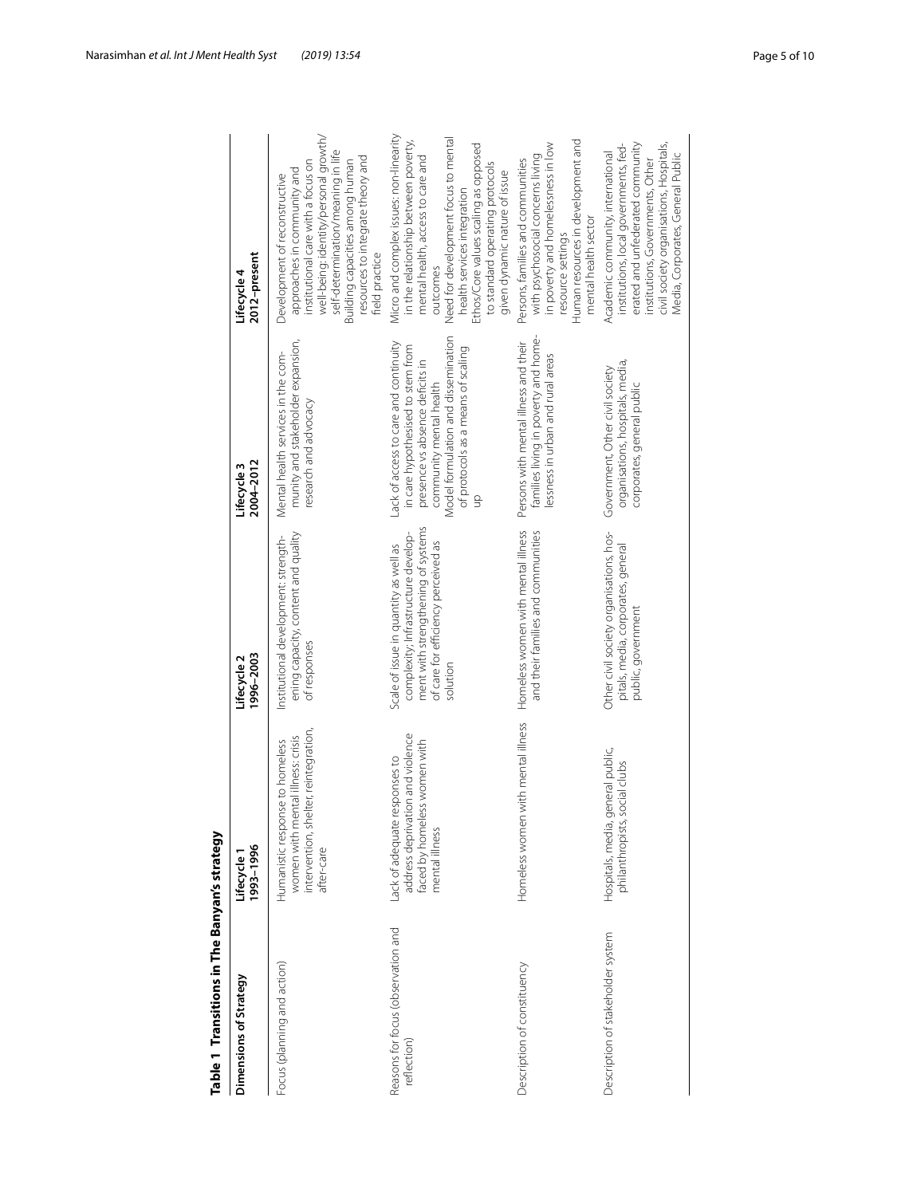**Table 1 Transitions in The Banyan's strategy**

| Dimensions of Strategy | Lifecycle 1 1993–1996 | Lifecycle 2 1996–2003 | Lifecycle 3 2004–2012 | Lifecycle 4 2012–present |
|---|---|---|---|---|
| Focus (planning and action) | Humanistic response to homeless women with mental illness: crisis intervention, shelter, reintegration, after-care | Institutional development: strengthening capacity, content and quality of responses | Mental health services in the community and stakeholder expansion, research and advocacy | Development of reconstructive approaches in community and institutional care with a focus on well-being: identity/personal growth/self-determination/meaning in life<br>Building capacities among human resources to integrate theory and field practice |
| Reasons for focus (observation and reflection) | Lack of adequate responses to address deprivation and violence faced by homeless women with mental illness | Scale of issue in quantity as well as complexity; Infrastructure development with strengthening of systems of care for efficiency perceived as solution | Lack of access to care and continuity in care hypothesised to stem from presence vs absence deficits in community mental health<br>Model formulation and dissemination of protocols as a means of scaling up | Micro and complex issues: non-linearity in the relationship between poverty, mental health, access to care and outcomes<br>Need for development focus to mental health services integration<br>Ethos/Core values scaling as opposed to standard operating protocols given dynamic nature of issue |
| Description of constituency | Homeless women with mental illness | Homeless women with mental illness and their families and communities | Persons with mental illness and their families living in poverty and homelessness in urban and rural areas | Persons, families and communities with psychosocial concerns living in poverty and homelessness in low resource settings<br>Human resources in development and mental health sector |
| Description of stakeholder system | Hospitals, media, general public, philanthropists, social clubs | Other civil society organisations, hospitals, media, corporates, general public, government | Government, Other civil society organisations, hospitals, media, corporates, general public | Academic community, international institutions, local governments, federated and unfederated community institutions, Governments, Other civil society organisations, Hospitals, Media, Corporates, General Public |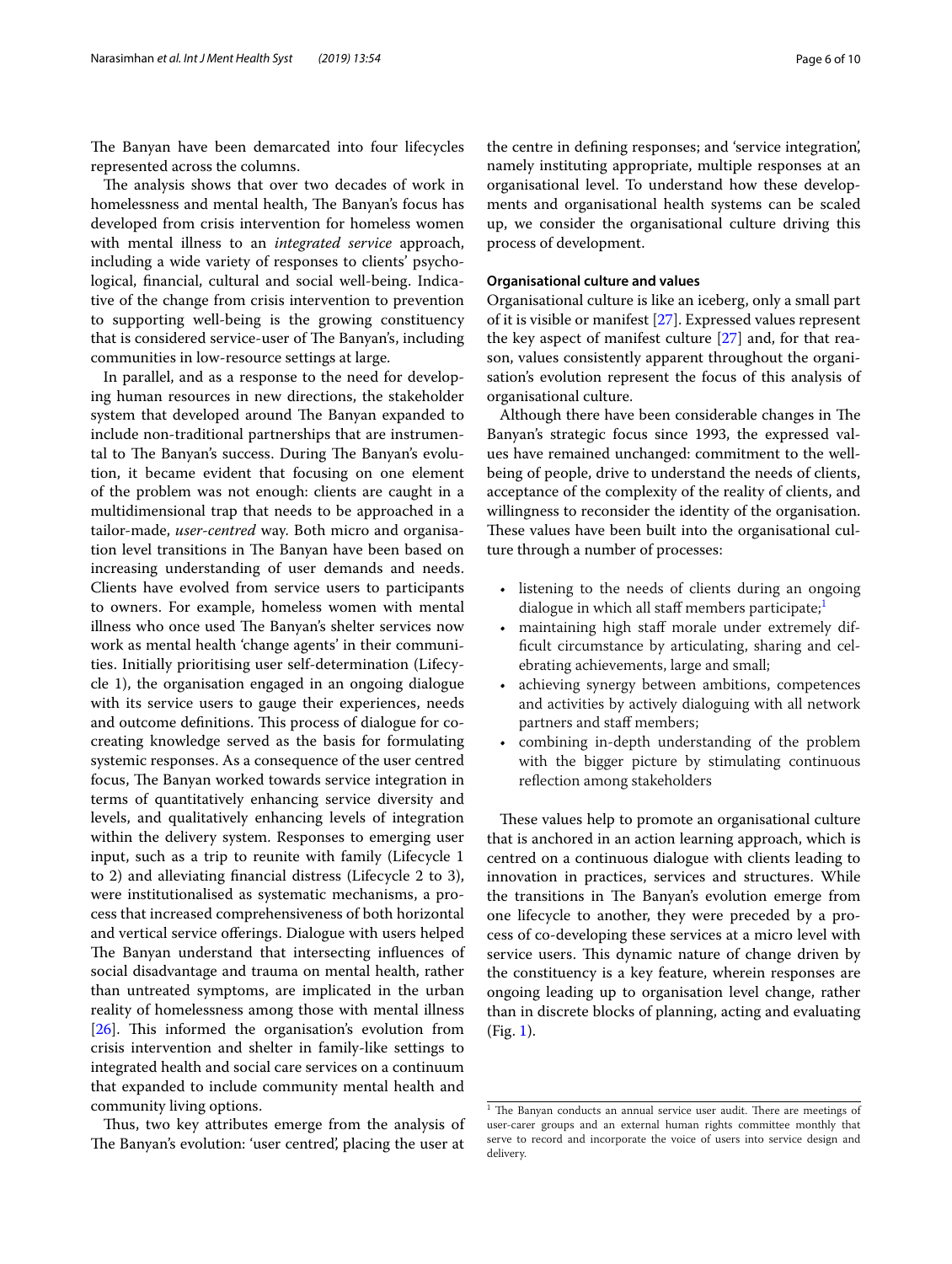The Banyan have been demarcated into four lifecycles represented across the columns.

The analysis shows that over two decades of work in homelessness and mental health, The Banyan's focus has developed from crisis intervention for homeless women with mental illness to an *integrated service* approach, including a wide variety of responses to clients' psychological, financial, cultural and social well-being. Indicative of the change from crisis intervention to prevention to supporting well-being is the growing constituency that is considered service-user of The Banyan's, including communities in low-resource settings at large.

In parallel, and as a response to the need for developing human resources in new directions, the stakeholder system that developed around The Banyan expanded to include non-traditional partnerships that are instrumental to The Banyan's success. During The Banyan's evolution, it became evident that focusing on one element of the problem was not enough: clients are caught in a multidimensional trap that needs to be approached in a tailor-made, *user-centred* way. Both micro and organisation level transitions in The Banyan have been based on increasing understanding of user demands and needs. Clients have evolved from service users to participants to owners. For example, homeless women with mental illness who once used The Banyan's shelter services now work as mental health 'change agents' in their communities. Initially prioritising user self-determination (Lifecycle 1), the organisation engaged in an ongoing dialogue with its service users to gauge their experiences, needs and outcome definitions. This process of dialogue for co-creating knowledge served as the basis for formulating systemic responses. As a consequence of the user centred focus, The Banyan worked towards service integration in terms of quantitatively enhancing service diversity and levels, and qualitatively enhancing levels of integration within the delivery system. Responses to emerging user input, such as a trip to reunite with family (Lifecycle 1 to 2) and alleviating financial distress (Lifecycle 2 to 3), were institutionalised as systematic mechanisms, a process that increased comprehensiveness of both horizontal and vertical service offerings. Dialogue with users helped The Banyan understand that intersecting influences of social disadvantage and trauma on mental health, rather than untreated symptoms, are implicated in the urban reality of homelessness among those with mental illness [26]. This informed the organisation's evolution from crisis intervention and shelter in family-like settings to integrated health and social care services on a continuum that expanded to include community mental health and community living options.

Thus, two key attributes emerge from the analysis of The Banyan's evolution: 'user centred', placing the user at the centre in defining responses; and 'service integration', namely instituting appropriate, multiple responses at an organisational level. To understand how these developments and organisational health systems can be scaled up, we consider the organisational culture driving this process of development.

### Organisational culture and values

Organisational culture is like an iceberg, only a small part of it is visible or manifest [27]. Expressed values represent the key aspect of manifest culture [27] and, for that reason, values consistently apparent throughout the organisation's evolution represent the focus of this analysis of organisational culture.

Although there have been considerable changes in The Banyan's strategic focus since 1993, the expressed values have remained unchanged: commitment to the well-being of people, drive to understand the needs of clients, acceptance of the complexity of the reality of clients, and willingness to reconsider the identity of the organisation. These values have been built into the organisational culture through a number of processes:

- listening to the needs of clients during an ongoing dialogue in which all staff members participate;[1]
- maintaining high staff morale under extremely difficult circumstance by articulating, sharing and celebrating achievements, large and small;
- achieving synergy between ambitions, competences and activities by actively dialoguing with all network partners and staff members;
- combining in-depth understanding of the problem with the bigger picture by stimulating continuous reflection among stakeholders

These values help to promote an organisational culture that is anchored in an action learning approach, which is centred on a continuous dialogue with clients leading to innovation in practices, services and structures. While the transitions in The Banyan's evolution emerge from one lifecycle to another, they were preceded by a process of co-developing these services at a micro level with service users. This dynamic nature of change driven by the constituency is a key feature, wherein responses are ongoing leading up to organisation level change, rather than in discrete blocks of planning, acting and evaluating (Fig. 1).

---

[1] The Banyan conducts an annual service user audit. There are meetings of user-carer groups and an external human rights committee monthly that serve to record and incorporate the voice of users into service design and delivery.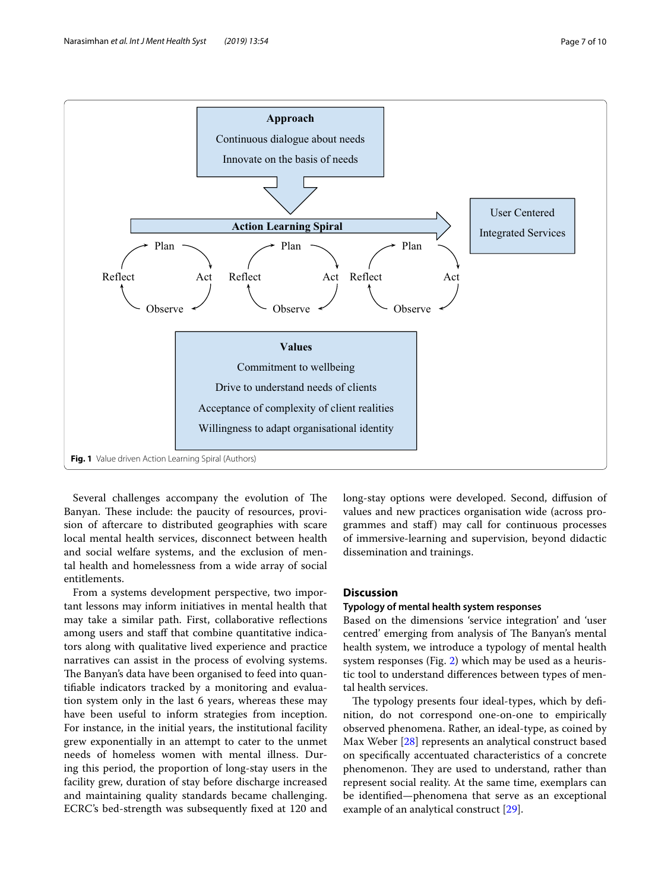**Approach**

Continuous dialogue about needs

Innovate on the basis of needs

**Action Learning Spiral**

Plan → Act → Observe → Reflect (repeated three times)

User Centered Integrated Services

**Values**

Commitment to wellbeing

Drive to understand needs of clients

Acceptance of complexity of client realities

Willingness to adapt organisational identity

**Fig. 1** Value driven Action Learning Spiral (Authors)

Several challenges accompany the evolution of The Banyan. These include: the paucity of resources, provision of aftercare to distributed geographies with scare local mental health services, disconnect between health and social welfare systems, and the exclusion of mental health and homelessness from a wide array of social entitlements.

From a systems development perspective, two important lessons may inform initiatives in mental health that may take a similar path. First, collaborative reflections among users and staff that combine quantitative indicators along with qualitative lived experience and practice narratives can assist in the process of evolving systems. The Banyan's data have been organised to feed into quantifiable indicators tracked by a monitoring and evaluation system only in the last 6 years, whereas these may have been useful to inform strategies from inception. For instance, in the initial years, the institutional facility grew exponentially in an attempt to cater to the unmet needs of homeless women with mental illness. During this period, the proportion of long-stay users in the facility grew, duration of stay before discharge increased and maintaining quality standards became challenging. ECRC's bed-strength was subsequently fixed at 120 and long-stay options were developed. Second, diffusion of values and new practices organisation wide (across programmes and staff) may call for continuous processes of immersive-learning and supervision, beyond didactic dissemination and trainings.

## Discussion

### Typology of mental health system responses

Based on the dimensions 'service integration' and 'user centred' emerging from analysis of The Banyan's mental health system, we introduce a typology of mental health system responses (Fig. 2) which may be used as a heuristic tool to understand differences between types of mental health services.

The typology presents four ideal-types, which by definition, do not correspond one-on-one to empirically observed phenomena. Rather, an ideal-type, as coined by Max Weber [28] represents an analytical construct based on specifically accentuated characteristics of a concrete phenomenon. They are used to understand, rather than represent social reality. At the same time, exemplars can be identified—phenomena that serve as an exceptional example of an analytical construct [29].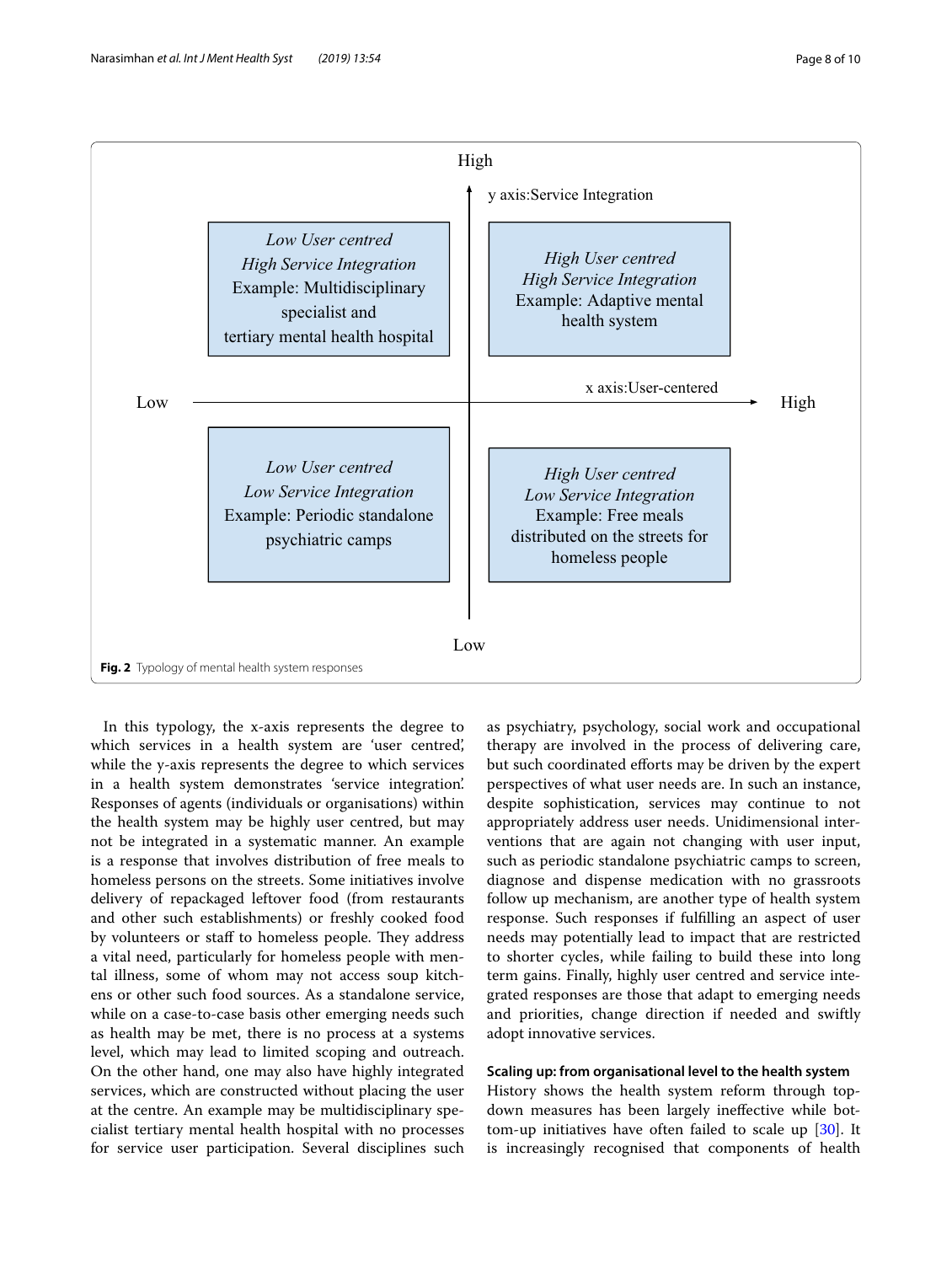High

y axis:Service Integration

| *Low User centred*<br>*High Service Integration*<br>Example: Multidisciplinary specialist and tertiary mental health hospital | *High User centred*<br>*High Service Integration*<br>Example: Adaptive mental health system |
|---|---|
| *Low User centred*<br>*Low Service Integration*<br>Example: Periodic standalone psychiatric camps | *High User centred*<br>*Low Service Integration*<br>Example: Free meals distributed on the streets for homeless people |

Low — x axis:User-centered — High

Low

**Fig. 2** Typology of mental health system responses

In this typology, the x-axis represents the degree to which services in a health system are 'user centred,' while the y-axis represents the degree to which services in a health system demonstrates 'service integration.' Responses of agents (individuals or organisations) within the health system may be highly user centred, but may not be integrated in a systematic manner. An example is a response that involves distribution of free meals to homeless persons on the streets. Some initiatives involve delivery of repackaged leftover food (from restaurants and other such establishments) or freshly cooked food by volunteers or staff to homeless people. They address a vital need, particularly for homeless people with mental illness, some of whom may not access soup kitchens or other such food sources. As a standalone service, while on a case-to-case basis other emerging needs such as health may be met, there is no process at a systems level, which may lead to limited scoping and outreach. On the other hand, one may also have highly integrated services, which are constructed without placing the user at the centre. An example may be multidisciplinary specialist tertiary mental health hospital with no processes for service user participation. Several disciplines such as psychiatry, psychology, social work and occupational therapy are involved in the process of delivering care, but such coordinated efforts may be driven by the expert perspectives of what user needs are. In such an instance, despite sophistication, services may continue to not appropriately address user needs. Unidimensional interventions that are again not changing with user input, such as periodic standalone psychiatric camps to screen, diagnose and dispense medication with no grassroots follow up mechanism, are another type of health system response. Such responses if fulfilling an aspect of user needs may potentially lead to impact that are restricted to shorter cycles, while failing to build these into long term gains. Finally, highly user centred and service integrated responses are those that adapt to emerging needs and priorities, change direction if needed and swiftly adopt innovative services.

### Scaling up: from organisational level to the health system

History shows the health system reform through top-down measures has been largely ineffective while bottom-up initiatives have often failed to scale up [30]. It is increasingly recognised that components of health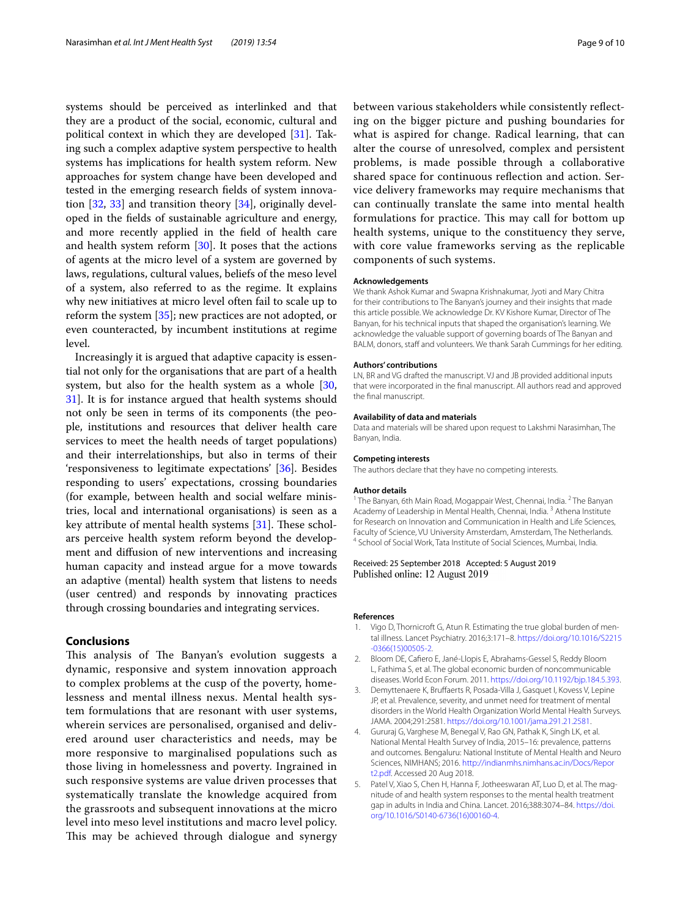systems should be perceived as interlinked and that they are a product of the social, economic, cultural and political context in which they are developed [31]. Taking such a complex adaptive system perspective to health systems has implications for health system reform. New approaches for system change have been developed and tested in the emerging research fields of system innovation [32, 33] and transition theory [34], originally developed in the fields of sustainable agriculture and energy, and more recently applied in the field of health care and health system reform [30]. It poses that the actions of agents at the micro level of a system are governed by laws, regulations, cultural values, beliefs of the meso level of a system, also referred to as the regime. It explains why new initiatives at micro level often fail to scale up to reform the system [35]; new practices are not adopted, or even counteracted, by incumbent institutions at regime level.

Increasingly it is argued that adaptive capacity is essential not only for the organisations that are part of a health system, but also for the health system as a whole [30, 31]. It is for instance argued that health systems should not only be seen in terms of its components (the people, institutions and resources that deliver health care services to meet the health needs of target populations) and their interrelationships, but also in terms of their 'responsiveness to legitimate expectations' [36]. Besides responding to users' expectations, crossing boundaries (for example, between health and social welfare ministries, local and international organisations) is seen as a key attribute of mental health systems [31]. These scholars perceive health system reform beyond the development and diffusion of new interventions and increasing human capacity and instead argue for a move towards an adaptive (mental) health system that listens to needs (user centred) and responds by innovating practices through crossing boundaries and integrating services.

## Conclusions

This analysis of The Banyan's evolution suggests a dynamic, responsive and system innovation approach to complex problems at the cusp of the poverty, homelessness and mental illness nexus. Mental health system formulations that are resonant with user systems, wherein services are personalised, organised and delivered around user characteristics and needs, may be more responsive to marginalised populations such as those living in homelessness and poverty. Ingrained in such responsive systems are value driven processes that systematically translate the knowledge acquired from the grassroots and subsequent innovations at the micro level into meso level institutions and macro level policy. This may be achieved through dialogue and synergy between various stakeholders while consistently reflecting on the bigger picture and pushing boundaries for what is aspired for change. Radical learning, that can alter the course of unresolved, complex and persistent problems, is made possible through a collaborative shared space for continuous reflection and action. Service delivery frameworks may require mechanisms that can continually translate the same into mental health formulations for practice. This may call for bottom up health systems, unique to the constituency they serve, with core value frameworks serving as the replicable components of such systems.

#### Acknowledgements

We thank Ashok Kumar and Swapna Krishnakumar, Jyoti and Mary Chitra for their contributions to The Banyan's journey and their insights that made this article possible. We acknowledge Dr. KV Kishore Kumar, Director of The Banyan, for his technical inputs that shaped the organisation's learning. We acknowledge the valuable support of governing boards of The Banyan and BALM, donors, staff and volunteers. We thank Sarah Cummings for her editing.

#### Authors' contributions

LN, BR and VG drafted the manuscript. VJ and JB provided additional inputs that were incorporated in the final manuscript. All authors read and approved the final manuscript.

#### Availability of data and materials

Data and materials will be shared upon request to Lakshmi Narasimhan, The Banyan, India.

#### Competing interests

The authors declare that they have no competing interests.

#### Author details

[1] The Banyan, 6th Main Road, Mogappair West, Chennai, India. [2] The Banyan Academy of Leadership in Mental Health, Chennai, India. [3] Athena Institute for Research on Innovation and Communication in Health and Life Sciences, Faculty of Science, VU University Amsterdam, Amsterdam, The Netherlands. [4] School of Social Work, Tata Institute of Social Sciences, Mumbai, India.

Received: 25 September 2018 Accepted: 5 August 2019
Published online: 12 August 2019

#### References

1. Vigo D, Thornicroft G, Atun R. Estimating the true global burden of mental illness. Lancet Psychiatry. 2016;3:171–8. https://doi.org/10.1016/S2215-0366(15)00505-2.
2. Bloom DE, Cafiero E, Jané-Llopis E, Abrahams-Gessel S, Reddy Bloom L, Fathima S, et al. The global economic burden of noncommunicable diseases. World Econ Forum. 2011. https://doi.org/10.1192/bjp.184.5.393.
3. Demyttenaere K, Bruffaerts R, Posada-Villa J, Gasquet I, Kovess V, Lepine JP, et al. Prevalence, severity, and unmet need for treatment of mental disorders in the World Health Organization World Mental Health Surveys. JAMA. 2004;291:2581. https://doi.org/10.1001/jama.291.21.2581.
4. Gururaj G, Varghese M, Benegal V, Rao GN, Pathak K, Singh LK, et al. National Mental Health Survey of India, 2015–16: prevalence, patterns and outcomes. Bengaluru: National Institute of Mental Health and Neuro Sciences, NIMHANS; 2016. http://indianmhs.nimhans.ac.in/Docs/Report2.pdf. Accessed 20 Aug 2018.
5. Patel V, Xiao S, Chen H, Hanna F, Jotheeswaran AT, Luo D, et al. The magnitude of and health system responses to the mental health treatment gap in adults in India and China. Lancet. 2016;388:3074–84. https://doi.org/10.1016/S0140-6736(16)00160-4.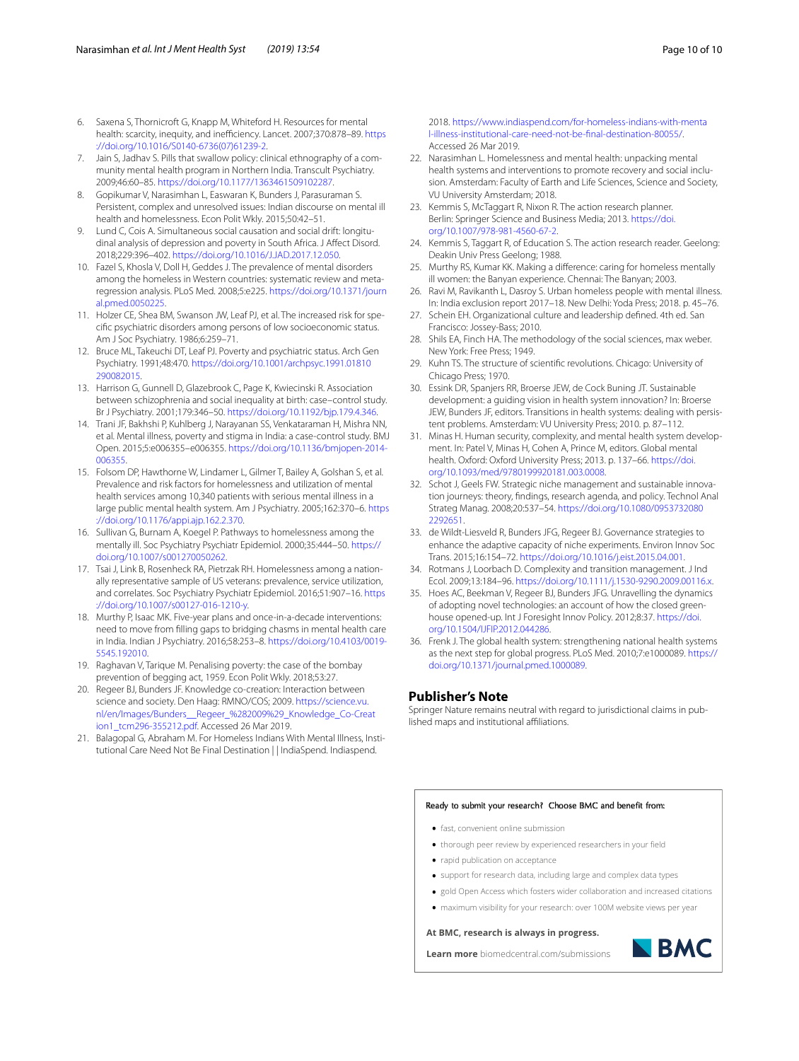6. Saxena S, Thornicroft G, Knapp M, Whiteford H. Resources for mental health: scarcity, inequity, and inefficiency. Lancet. 2007;370:878–89. https://doi.org/10.1016/S0140-6736(07)61239-2.
7. Jain S, Jadhav S. Pills that swallow policy: clinical ethnography of a community mental health program in Northern India. Transcult Psychiatry. 2009;46:60–85. https://doi.org/10.1177/1363461509102287.
8. Gopikumar V, Narasimhan L, Easwaran K, Bunders J, Parasuraman S. Persistent, complex and unresolved issues: Indian discourse on mental ill health and homelessness. Econ Polit Wkly. 2015;50:42–51.
9. Lund C, Cois A. Simultaneous social causation and social drift: longitudinal analysis of depression and poverty in South Africa. J Affect Disord. 2018;229:396–402. https://doi.org/10.1016/J.JAD.2017.12.050.
10. Fazel S, Khosla V, Doll H, Geddes J. The prevalence of mental disorders among the homeless in Western countries: systematic review and meta-regression analysis. PLoS Med. 2008;5:e225. https://doi.org/10.1371/journal.pmed.0050225.
11. Holzer CE, Shea BM, Swanson JW, Leaf PJ, et al. The increased risk for specific psychiatric disorders among persons of low socioeconomic status. Am J Soc Psychiatry. 1986;6:259–71.
12. Bruce ML, Takeuchi DT, Leaf PJ. Poverty and psychiatric status. Arch Gen Psychiatry. 1991;48:470. https://doi.org/10.1001/archpsyc.1991.01810290082015.
13. Harrison G, Gunnell D, Glazebrook C, Page K, Kwiecinski R. Association between schizophrenia and social inequality at birth: case–control study. Br J Psychiatry. 2001;179:346–50. https://doi.org/10.1192/bjp.179.4.346.
14. Trani JF, Bakhshi P, Kuhlberg J, Narayanan SS, Venkataraman H, Mishra NN, et al. Mental illness, poverty and stigma in India: a case-control study. BMJ Open. 2015;5:e006355–e006355. https://doi.org/10.1136/bmjopen-2014-006355.
15. Folsom DP, Hawthorne W, Lindamer L, Gilmer T, Bailey A, Golshan S, et al. Prevalence and risk factors for homelessness and utilization of mental health services among 10,340 patients with serious mental illness in a large public mental health system. Am J Psychiatry. 2005;162:370–6. https://doi.org/10.1176/appi.ajp.162.2.370.
16. Sullivan G, Burnam A, Koegel P. Pathways to homelessness among the mentally ill. Soc Psychiatry Psychiatr Epidemiol. 2000;35:444–50. https://doi.org/10.1007/s001270050262.
17. Tsai J, Link B, Rosenheck RA, Pietrzak RH. Homelessness among a nationally representative sample of US veterans: prevalence, service utilization, and correlates. Soc Psychiatry Psychiatr Epidemiol. 2016;51:907–16. https://doi.org/10.1007/s00127-016-1210-y.
18. Murthy P, Isaac MK. Five-year plans and once-in-a-decade interventions: need to move from filling gaps to bridging chasms in mental health care in India. Indian J Psychiatry. 2016;58:253–8. https://doi.org/10.4103/0019-5545.192010.
19. Raghavan V, Tarique M. Penalising poverty: the case of the bombay prevention of begging act, 1959. Econ Polit Wkly. 2018;53:27.
20. Regeer BJ, Bunders JF. Knowledge co-creation: Interaction between science and society. Den Haag: RMNO/COS; 2009. https://science.vu.nl/en/Images/Bunders__Regeer_%282009%29_Knowledge_Co-Creation1_tcm296-355212.pdf. Accessed 26 Mar 2019.
21. Balagopal G, Abraham M. For Homeless Indians With Mental Illness, Institutional Care Need Not Be Final Destination | | IndiaSpend. Indiaspend. 2018. https://www.indiaspend.com/for-homeless-indians-with-mental-illness-institutional-care-need-not-be-final-destination-80055/. Accessed 26 Mar 2019.
22. Narasimhan L. Homelessness and mental health: unpacking mental health systems and interventions to promote recovery and social inclusion. Amsterdam: Faculty of Earth and Life Sciences, Science and Society, VU University Amsterdam; 2018.
23. Kemmis S, McTaggart R, Nixon R. The action research planner. Berlin: Springer Science and Business Media; 2013. https://doi.org/10.1007/978-981-4560-67-2.
24. Kemmis S, Taggart R, of Education S. The action research reader. Geelong: Deakin Univ Press Geelong; 1988.
25. Murthy RS, Kumar KK. Making a difference: caring for homeless mentally ill women: the Banyan experience. Chennai: The Banyan; 2003.
26. Ravi M, Ravikanth L, Dasroy S. Urban homeless people with mental illness. In: India exclusion report 2017–18. New Delhi: Yoda Press; 2018. p. 45–76.
27. Schein EH. Organizational culture and leadership defined. 4th ed. San Francisco: Jossey-Bass; 2010.
28. Shils EA, Finch HA. The methodology of the social sciences, max weber. New York: Free Press; 1949.
29. Kuhn TS. The structure of scientific revolutions. Chicago: University of Chicago Press; 1970.
30. Essink DR, Spanjers RR, Broerse JEW, de Cock Buning JT. Sustainable development: a guiding vision in health system innovation? In: Broerse JEW, Bunders JF, editors. Transitions in health systems: dealing with persistent problems. Amsterdam: VU University Press; 2010. p. 87–112.
31. Minas H. Human security, complexity, and mental health system development. In: Patel V, Minas H, Cohen A, Prince M, editors. Global mental health. Oxford: Oxford University Press; 2013. p. 137–66. https://doi.org/10.1093/med/9780199920181.003.0008.
32. Schot J, Geels FW. Strategic niche management and sustainable innovation journeys: theory, findings, research agenda, and policy. Technol Anal Strateg Manag. 2008;20:537–54. https://doi.org/10.1080/09537320802292651.
33. de Wildt-Liesveld R, Bunders JFG, Regeer BJ. Governance strategies to enhance the adaptive capacity of niche experiments. Environ Innov Soc Trans. 2015;16:154–72. https://doi.org/10.1016/j.eist.2015.04.001.
34. Rotmans J, Loorbach D. Complexity and transition management. J Ind Ecol. 2009;13:184–96. https://doi.org/10.1111/j.1530-9290.2009.00116.x.
35. Hoes AC, Beekman V, Regeer BJ, Bunders JFG. Unravelling the dynamics of adopting novel technologies: an account of how the closed greenhouse opened-up. Int J Foresight Innov Policy. 2012;8:37. https://doi.org/10.1504/IJFIP.2012.044286.
36. Frenk J. The global health system: strengthening national health systems as the next step for global progress. PLoS Med. 2010;7:e1000089. https://doi.org/10.1371/journal.pmed.1000089.

## Publisher's Note

Springer Nature remains neutral with regard to jurisdictional claims in published maps and institutional affiliations.

Ready to submit your research? Choose BMC and benefit from:

- fast, convenient online submission
- thorough peer review by experienced researchers in your field
- rapid publication on acceptance
- support for research data, including large and complex data types
- gold Open Access which fosters wider collaboration and increased citations
- maximum visibility for your research: over 100M website views per year

**At BMC, research is always in progress.**

**Learn more** biomedcentral.com/submissions